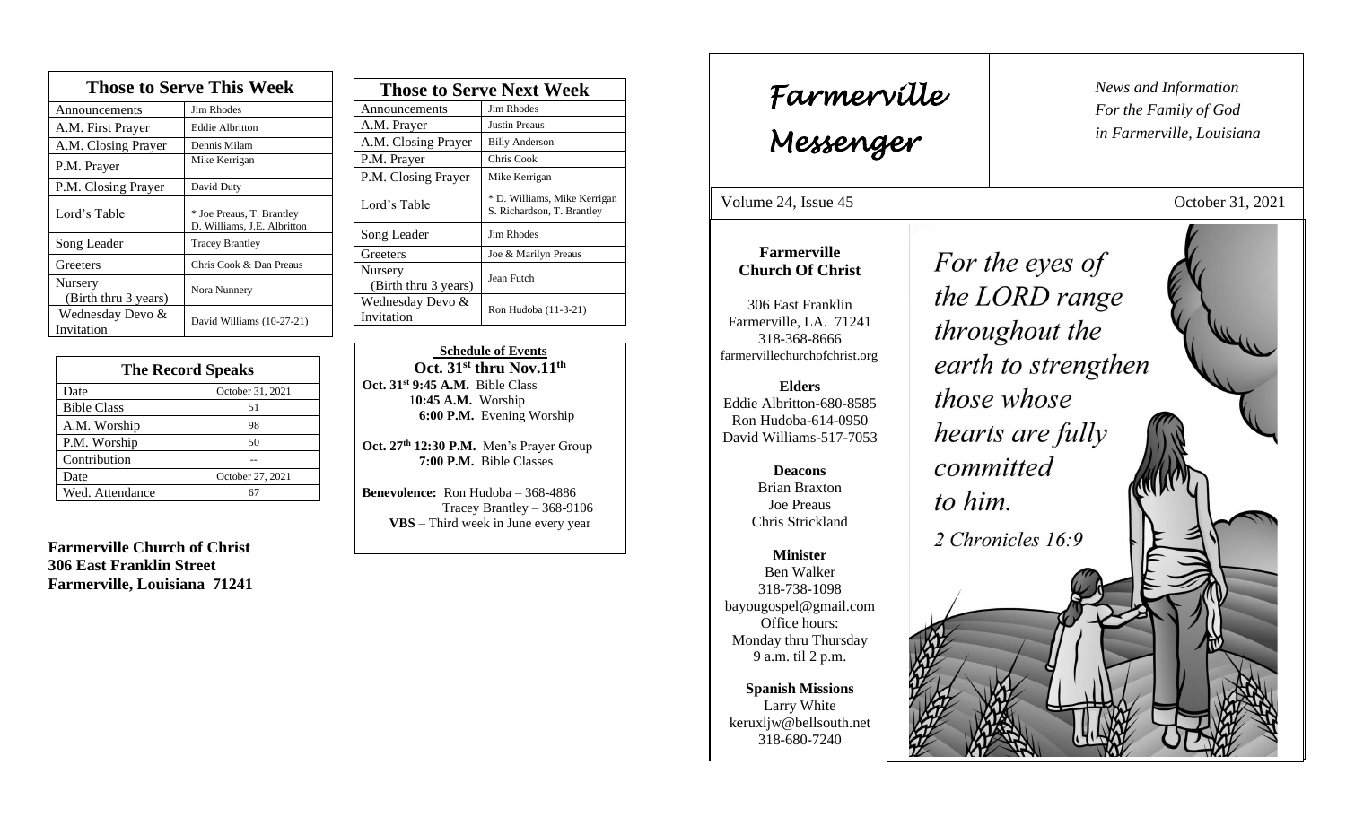## Those to Serve This Week

| Those to Serve This Week | |
|---|---|
| Announcements | Jim Rhodes |
| A.M. First Prayer | Eddie Albritton |
| A.M. Closing Prayer | Dennis Milam |
| P.M. Prayer | Mike Kerrigan |
| P.M. Closing Prayer | David Duty |
| Lord's Table | * Joe Preaus, T. Brantley D. Williams, J.E. Albritton |
| Song Leader | Tracey Brantley |
| Greeters | Chris Cook & Dan Preaus |
| Nursery (Birth thru 3 years) | Nora Nunnery |
| Wednesday Devo & Invitation | David Williams (10-27-21) |

## The Record Speaks

| The Record Speaks | |
|---|---|
| Date | October 31, 2021 |
| Bible Class | 51 |
| A.M. Worship | 98 |
| P.M. Worship | 50 |
| Contribution | -- |
| Date | October 27, 2021 |
| Wed. Attendance | 67 |

**Farmerville Church of Christ**
**306 East Franklin Street**
**Farmerville, Louisiana 71241**

## Those to Serve Next Week

| Those to Serve Next Week | |
|---|---|
| Announcements | Jim Rhodes |
| A.M. Prayer | Justin Preaus |
| A.M. Closing Prayer | Billy Anderson |
| P.M. Prayer | Chris Cook |
| P.M. Closing Prayer | Mike Kerrigan |
| Lord's Table | * D. Williams, Mike Kerrigan S. Richardson, T. Brantley |
| Song Leader | Jim Rhodes |
| Greeters | Joe & Marilyn Preaus |
| Nursery (Birth thru 3 years) | Jean Futch |
| Wednesday Devo & Invitation | Ron Hudoba (11-3-21) |

**Schedule of Events**
**Oct. 31st thru Nov.11th**

**Oct. 31st 9:45 A.M.** Bible Class
**10:45 A.M.** Worship
**6:00 P.M.** Evening Worship

**Oct. 27th 12:30 P.M.** Men's Prayer Group
**7:00 P.M.** Bible Classes

**Benevolence:** Ron Hudoba – 368-4886
Tracey Brantley – 368-9106
**VBS** – Third week in June every year

# Farmerville Messenger

*News and Information*
*For the Family of God*
*in Farmerville, Louisiana*

Volume 24, Issue 45 — October 31, 2021

**Farmerville Church Of Christ**

306 East Franklin
Farmerville, LA. 71241
318-368-8666
farmervillechurchofchrist.org

**Elders**
Eddie Albritton-680-8585
Ron Hudoba-614-0950
David Williams-517-7053

**Deacons**
Brian Braxton
Joe Preaus
Chris Strickland

**Minister**
Ben Walker
318-738-1098
bayougospel@gmail.com
Office hours:
Monday thru Thursday
9 a.m. til 2 p.m.

**Spanish Missions**
Larry White
keruxljw@bellsouth.net
318-680-7240

*For the eyes of the LORD range throughout the earth to strengthen those whose hearts are fully committed to him.*

*2 Chronicles 16:9*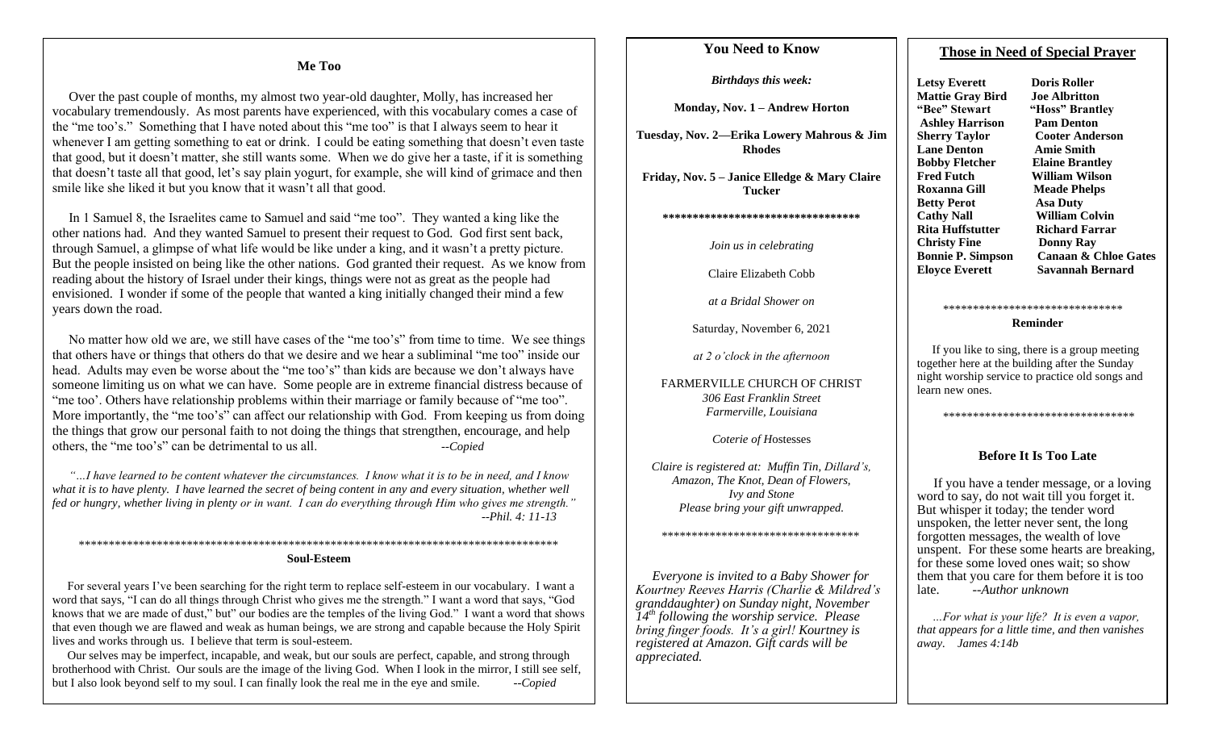## Me Too

Over the past couple of months, my almost two year-old daughter, Molly, has increased her vocabulary tremendously. As most parents have experienced, with this vocabulary comes a case of the "me too's." Something that I have noted about this "me too" is that I always seem to hear it whenever I am getting something to eat or drink. I could be eating something that doesn't even taste that good, but it doesn't matter, she still wants some. When we do give her a taste, if it is something that doesn't taste all that good, let's say plain yogurt, for example, she will kind of grimace and then smile like she liked it but you know that it wasn't all that good.

In 1 Samuel 8, the Israelites came to Samuel and said "me too". They wanted a king like the other nations had. And they wanted Samuel to present their request to God. God first sent back, through Samuel, a glimpse of what life would be like under a king, and it wasn't a pretty picture. But the people insisted on being like the other nations. God granted their request. As we know from reading about the history of Israel under their kings, things were not as great as the people had envisioned. I wonder if some of the people that wanted a king initially changed their mind a few years down the road.

No matter how old we are, we still have cases of the "me too's" from time to time. We see things that others have or things that others do that we desire and we hear a subliminal "me too" inside our head. Adults may even be worse about the "me too's" than kids are because we don't always have someone limiting us on what we can have. Some people are in extreme financial distress because of "me too'. Others have relationship problems within their marriage or family because of "me too". More importantly, the "me too's" can affect our relationship with God. From keeping us from doing the things that grow our personal faith to not doing the things that strengthen, encourage, and help others, the "me too's" can be detrimental to us all. *--Copied*

*"…I have learned to be content whatever the circumstances. I know what it is to be in need, and I know what it is to have plenty. I have learned the secret of being content in any and every situation, whether well fed or hungry, whether living in plenty or in want. I can do everything through Him who gives me strength." --Phil. 4: 11-13*

\*\*\*\*\*\*\*\*\*\*\*\*\*\*\*\*\*\*\*\*\*\*\*\*\*\*\*\*\*\*\*\*\*\*\*\*\*\*\*\*\*\*\*\*\*\*\*\*\*\*\*\*\*\*\*\*\*\*\*\*\*\*\*\*\*\*\*\*\*\*\*\*\*\*\*\*\*\*\*\*

## Soul-Esteem

For several years I've been searching for the right term to replace self-esteem in our vocabulary. I want a word that says, "I can do all things through Christ who gives me the strength." I want a word that says, "God knows that we are made of dust," but" our bodies are the temples of the living God." I want a word that shows that even though we are flawed and weak as human beings, we are strong and capable because the Holy Spirit lives and works through us. I believe that term is soul-esteem.

Our selves may be imperfect, incapable, and weak, but our souls are perfect, capable, and strong through brotherhood with Christ. Our souls are the image of the living God. When I look in the mirror, I still see self, but I also look beyond self to my soul. I can finally look the real me in the eye and smile. *--Copied*

## You Need to Know

***Birthdays this week:***

**Monday, Nov. 1 – Andrew Horton**

**Tuesday, Nov. 2—Erika Lowery Mahrous & Jim Rhodes**

**Friday, Nov. 5 – Janice Elledge & Mary Claire Tucker**

\*\*\*\*\*\*\*\*\*\*\*\*\*\*\*\*\*\*\*\*\*\*\*\*\*\*\*\*\*\*\*\*\*\*

*Join us in celebrating*

Claire Elizabeth Cobb

*at a Bridal Shower on*

Saturday, November 6, 2021

*at 2 o'clock in the afternoon*

FARMERVILLE CHURCH OF CHRIST
*306 East Franklin Street*
*Farmerville, Louisiana*

*Coterie of Hostesses*

*Claire is registered at: Muffin Tin, Dillard's, Amazon, The Knot, Dean of Flowers, Ivy and Stone*
*Please bring your gift unwrapped.*

\*\*\*\*\*\*\*\*\*\*\*\*\*\*\*\*\*\*\*\*\*\*\*\*\*\*\*\*\*\*\*\*\*\*

*Everyone is invited to a Baby Shower for Kourtney Reeves Harris (Charlie & Mildred's granddaughter) on Sunday night, November 14th following the worship service. Please bring finger foods. It's a girl! Kourtney is registered at Amazon. Gift cards will be appreciated.*

## Those in Need of Special Prayer

| | |
|---|---|
| **Letsy Everett** | **Doris Roller** |
| **Mattie Gray Bird** | **Joe Albritton** |
| **"Bee" Stewart** | **"Hoss" Brantley** |
| **Ashley Harrison** | **Pam Denton** |
| **Sherry Taylor** | **Cooter Anderson** |
| **Lane Denton** | **Amie Smith** |
| **Bobby Fletcher** | **Elaine Brantley** |
| **Fred Futch** | **William Wilson** |
| **Roxanna Gill** | **Meade Phelps** |
| **Betty Perot** | **Asa Duty** |
| **Cathy Nall** | **William Colvin** |
| **Rita Huffstutter** | **Richard Farrar** |
| **Christy Fine** | **Donny Ray** |
| **Bonnie P. Simpson** | **Canaan & Chloe Gates** |
| **Eloyce Everett** | **Savannah Bernard** |

\*\*\*\*\*\*\*\*\*\*\*\*\*\*\*\*\*\*\*\*\*\*\*\*\*\*\*\*\*\*

**Reminder**

If you like to sing, there is a group meeting together here at the building after the Sunday night worship service to practice old songs and learn new ones.

\*\*\*\*\*\*\*\*\*\*\*\*\*\*\*\*\*\*\*\*\*\*\*\*\*\*\*\*\*\*\*\*\*

### Before It Is Too Late

If you have a tender message, or a loving word to say, do not wait till you forget it. But whisper it today; the tender word unspoken, the letter never sent, the long forgotten messages, the wealth of love unspent. For these some hearts are breaking, for these some loved ones wait; so show them that you care for them before it is too late. *--Author unknown*

*…For what is your life? It is even a vapor, that appears for a little time, and then vanishes away. James 4:14b*